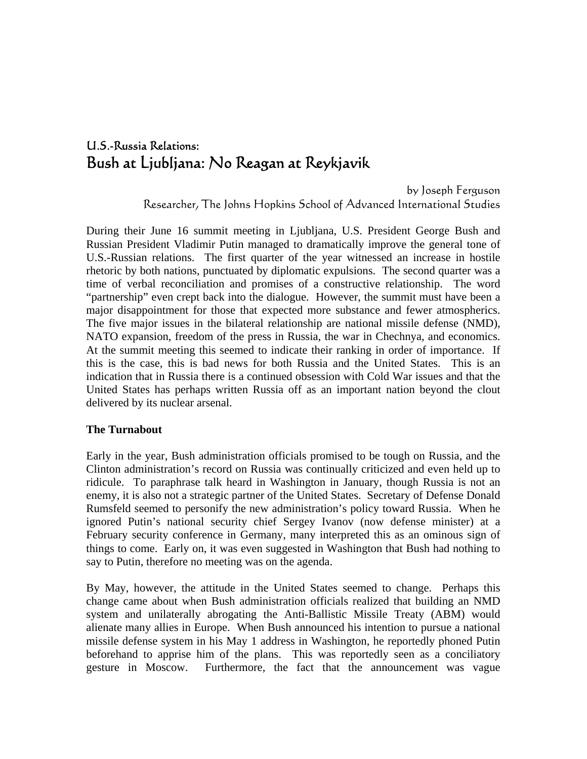U.S.-Russia Relations:

# Bush at Ljubljana: No Reagan at Reykjavik

by Joseph Ferguson
Researcher, The Johns Hopkins School of Advanced International Studies

During their June 16 summit meeting in Ljubljana, U.S. President George Bush and Russian President Vladimir Putin managed to dramatically improve the general tone of U.S.-Russian relations. The first quarter of the year witnessed an increase in hostile rhetoric by both nations, punctuated by diplomatic expulsions. The second quarter was a time of verbal reconciliation and promises of a constructive relationship. The word "partnership" even crept back into the dialogue. However, the summit must have been a major disappointment for those that expected more substance and fewer atmospherics. The five major issues in the bilateral relationship are national missile defense (NMD), NATO expansion, freedom of the press in Russia, the war in Chechnya, and economics. At the summit meeting this seemed to indicate their ranking in order of importance. If this is the case, this is bad news for both Russia and the United States. This is an indication that in Russia there is a continued obsession with Cold War issues and that the United States has perhaps written Russia off as an important nation beyond the clout delivered by its nuclear arsenal.

**The Turnabout**

Early in the year, Bush administration officials promised to be tough on Russia, and the Clinton administration's record on Russia was continually criticized and even held up to ridicule. To paraphrase talk heard in Washington in January, though Russia is not an enemy, it is also not a strategic partner of the United States. Secretary of Defense Donald Rumsfeld seemed to personify the new administration's policy toward Russia. When he ignored Putin's national security chief Sergey Ivanov (now defense minister) at a February security conference in Germany, many interpreted this as an ominous sign of things to come. Early on, it was even suggested in Washington that Bush had nothing to say to Putin, therefore no meeting was on the agenda.

By May, however, the attitude in the United States seemed to change. Perhaps this change came about when Bush administration officials realized that building an NMD system and unilaterally abrogating the Anti-Ballistic Missile Treaty (ABM) would alienate many allies in Europe. When Bush announced his intention to pursue a national missile defense system in his May 1 address in Washington, he reportedly phoned Putin beforehand to apprise him of the plans. This was reportedly seen as a conciliatory gesture in Moscow. Furthermore, the fact that the announcement was vague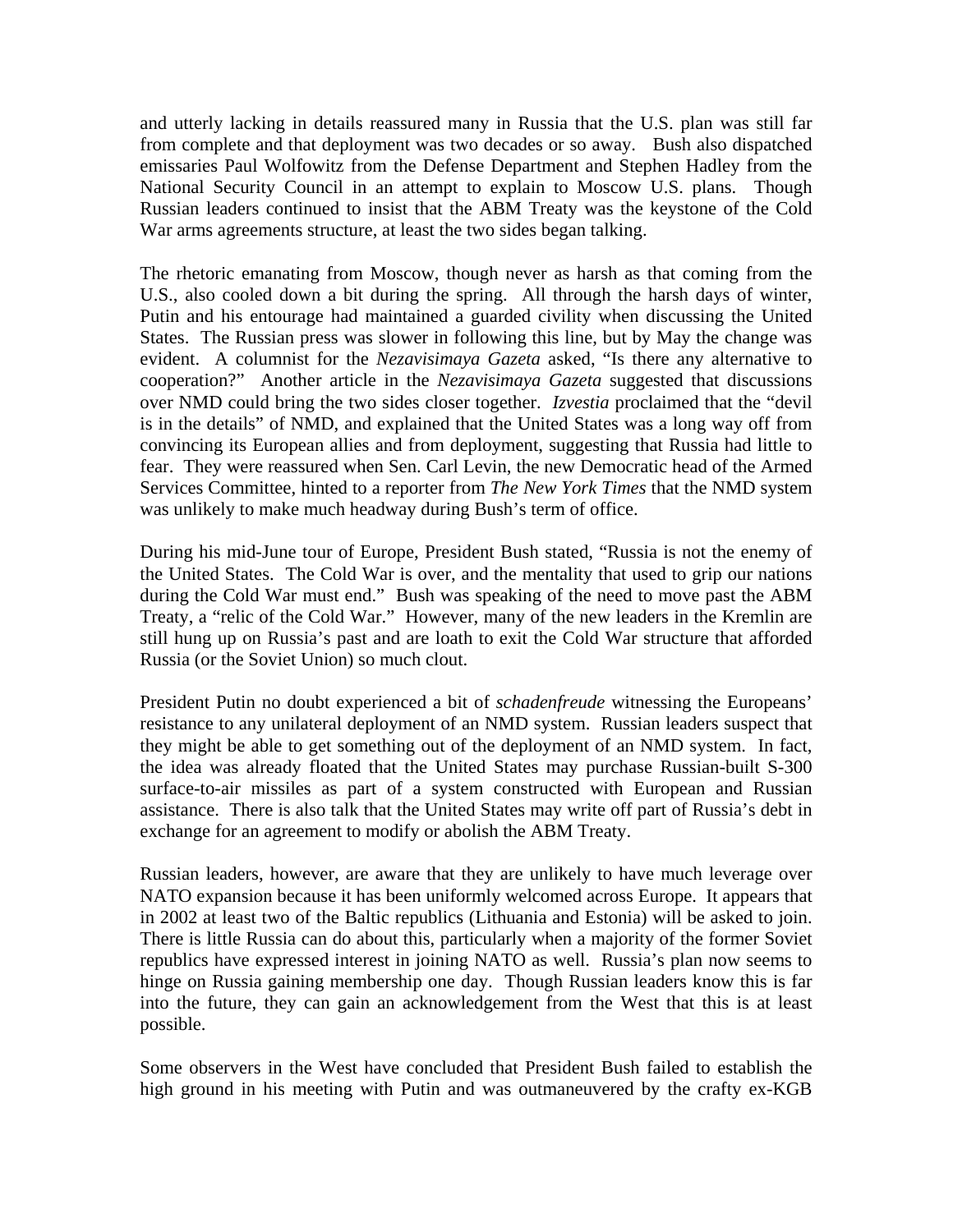and utterly lacking in details reassured many in Russia that the U.S. plan was still far from complete and that deployment was two decades or so away. Bush also dispatched emissaries Paul Wolfowitz from the Defense Department and Stephen Hadley from the National Security Council in an attempt to explain to Moscow U.S. plans. Though Russian leaders continued to insist that the ABM Treaty was the keystone of the Cold War arms agreements structure, at least the two sides began talking.

The rhetoric emanating from Moscow, though never as harsh as that coming from the U.S., also cooled down a bit during the spring. All through the harsh days of winter, Putin and his entourage had maintained a guarded civility when discussing the United States. The Russian press was slower in following this line, but by May the change was evident. A columnist for the *Nezavisimaya Gazeta* asked, "Is there any alternative to cooperation?" Another article in the *Nezavisimaya Gazeta* suggested that discussions over NMD could bring the two sides closer together. *Izvestia* proclaimed that the "devil is in the details" of NMD, and explained that the United States was a long way off from convincing its European allies and from deployment, suggesting that Russia had little to fear. They were reassured when Sen. Carl Levin, the new Democratic head of the Armed Services Committee, hinted to a reporter from *The New York Times* that the NMD system was unlikely to make much headway during Bush's term of office.

During his mid-June tour of Europe, President Bush stated, "Russia is not the enemy of the United States. The Cold War is over, and the mentality that used to grip our nations during the Cold War must end." Bush was speaking of the need to move past the ABM Treaty, a "relic of the Cold War." However, many of the new leaders in the Kremlin are still hung up on Russia's past and are loath to exit the Cold War structure that afforded Russia (or the Soviet Union) so much clout.

President Putin no doubt experienced a bit of *schadenfreude* witnessing the Europeans' resistance to any unilateral deployment of an NMD system. Russian leaders suspect that they might be able to get something out of the deployment of an NMD system. In fact, the idea was already floated that the United States may purchase Russian-built S-300 surface-to-air missiles as part of a system constructed with European and Russian assistance. There is also talk that the United States may write off part of Russia's debt in exchange for an agreement to modify or abolish the ABM Treaty.

Russian leaders, however, are aware that they are unlikely to have much leverage over NATO expansion because it has been uniformly welcomed across Europe. It appears that in 2002 at least two of the Baltic republics (Lithuania and Estonia) will be asked to join. There is little Russia can do about this, particularly when a majority of the former Soviet republics have expressed interest in joining NATO as well. Russia's plan now seems to hinge on Russia gaining membership one day. Though Russian leaders know this is far into the future, they can gain an acknowledgement from the West that this is at least possible.

Some observers in the West have concluded that President Bush failed to establish the high ground in his meeting with Putin and was outmaneuvered by the crafty ex-KGB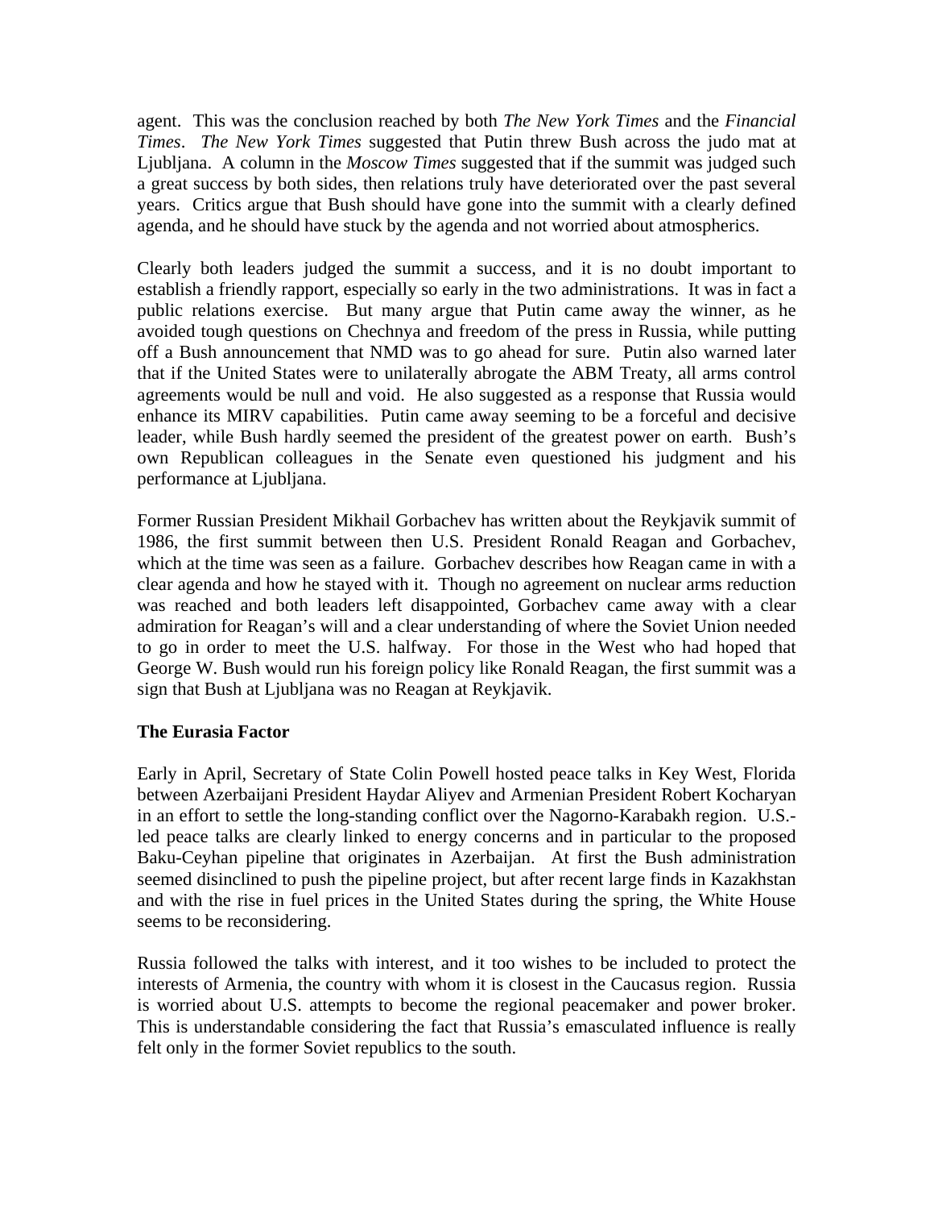agent. This was the conclusion reached by both *The New York Times* and the *Financial Times*. *The New York Times* suggested that Putin threw Bush across the judo mat at Ljubljana. A column in the *Moscow Times* suggested that if the summit was judged such a great success by both sides, then relations truly have deteriorated over the past several years. Critics argue that Bush should have gone into the summit with a clearly defined agenda, and he should have stuck by the agenda and not worried about atmospherics.

Clearly both leaders judged the summit a success, and it is no doubt important to establish a friendly rapport, especially so early in the two administrations. It was in fact a public relations exercise. But many argue that Putin came away the winner, as he avoided tough questions on Chechnya and freedom of the press in Russia, while putting off a Bush announcement that NMD was to go ahead for sure. Putin also warned later that if the United States were to unilaterally abrogate the ABM Treaty, all arms control agreements would be null and void. He also suggested as a response that Russia would enhance its MIRV capabilities. Putin came away seeming to be a forceful and decisive leader, while Bush hardly seemed the president of the greatest power on earth. Bush's own Republican colleagues in the Senate even questioned his judgment and his performance at Ljubljana.

Former Russian President Mikhail Gorbachev has written about the Reykjavik summit of 1986, the first summit between then U.S. President Ronald Reagan and Gorbachev, which at the time was seen as a failure. Gorbachev describes how Reagan came in with a clear agenda and how he stayed with it. Though no agreement on nuclear arms reduction was reached and both leaders left disappointed, Gorbachev came away with a clear admiration for Reagan's will and a clear understanding of where the Soviet Union needed to go in order to meet the U.S. halfway. For those in the West who had hoped that George W. Bush would run his foreign policy like Ronald Reagan, the first summit was a sign that Bush at Ljubljana was no Reagan at Reykjavik.

**The Eurasia Factor**

Early in April, Secretary of State Colin Powell hosted peace talks in Key West, Florida between Azerbaijani President Haydar Aliyev and Armenian President Robert Kocharyan in an effort to settle the long-standing conflict over the Nagorno-Karabakh region. U.S.-led peace talks are clearly linked to energy concerns and in particular to the proposed Baku-Ceyhan pipeline that originates in Azerbaijan. At first the Bush administration seemed disinclined to push the pipeline project, but after recent large finds in Kazakhstan and with the rise in fuel prices in the United States during the spring, the White House seems to be reconsidering.

Russia followed the talks with interest, and it too wishes to be included to protect the interests of Armenia, the country with whom it is closest in the Caucasus region. Russia is worried about U.S. attempts to become the regional peacemaker and power broker. This is understandable considering the fact that Russia's emasculated influence is really felt only in the former Soviet republics to the south.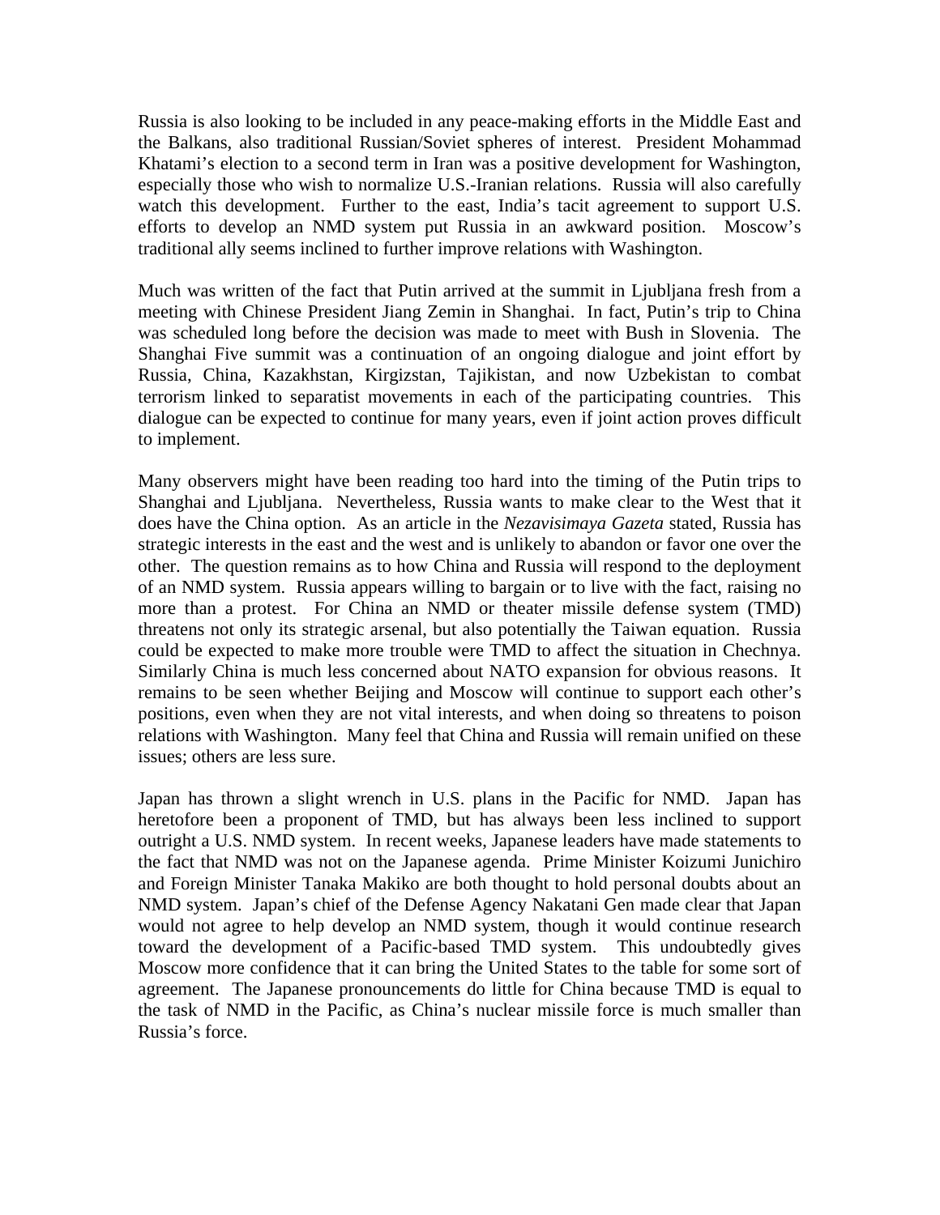Russia is also looking to be included in any peace-making efforts in the Middle East and the Balkans, also traditional Russian/Soviet spheres of interest. President Mohammad Khatami's election to a second term in Iran was a positive development for Washington, especially those who wish to normalize U.S.-Iranian relations. Russia will also carefully watch this development. Further to the east, India's tacit agreement to support U.S. efforts to develop an NMD system put Russia in an awkward position. Moscow's traditional ally seems inclined to further improve relations with Washington.

Much was written of the fact that Putin arrived at the summit in Ljubljana fresh from a meeting with Chinese President Jiang Zemin in Shanghai. In fact, Putin's trip to China was scheduled long before the decision was made to meet with Bush in Slovenia. The Shanghai Five summit was a continuation of an ongoing dialogue and joint effort by Russia, China, Kazakhstan, Kirgizstan, Tajikistan, and now Uzbekistan to combat terrorism linked to separatist movements in each of the participating countries. This dialogue can be expected to continue for many years, even if joint action proves difficult to implement.

Many observers might have been reading too hard into the timing of the Putin trips to Shanghai and Ljubljana. Nevertheless, Russia wants to make clear to the West that it does have the China option. As an article in the *Nezavisimaya Gazeta* stated, Russia has strategic interests in the east and the west and is unlikely to abandon or favor one over the other. The question remains as to how China and Russia will respond to the deployment of an NMD system. Russia appears willing to bargain or to live with the fact, raising no more than a protest. For China an NMD or theater missile defense system (TMD) threatens not only its strategic arsenal, but also potentially the Taiwan equation. Russia could be expected to make more trouble were TMD to affect the situation in Chechnya. Similarly China is much less concerned about NATO expansion for obvious reasons. It remains to be seen whether Beijing and Moscow will continue to support each other's positions, even when they are not vital interests, and when doing so threatens to poison relations with Washington. Many feel that China and Russia will remain unified on these issues; others are less sure.

Japan has thrown a slight wrench in U.S. plans in the Pacific for NMD. Japan has heretofore been a proponent of TMD, but has always been less inclined to support outright a U.S. NMD system. In recent weeks, Japanese leaders have made statements to the fact that NMD was not on the Japanese agenda. Prime Minister Koizumi Junichiro and Foreign Minister Tanaka Makiko are both thought to hold personal doubts about an NMD system. Japan's chief of the Defense Agency Nakatani Gen made clear that Japan would not agree to help develop an NMD system, though it would continue research toward the development of a Pacific-based TMD system. This undoubtedly gives Moscow more confidence that it can bring the United States to the table for some sort of agreement. The Japanese pronouncements do little for China because TMD is equal to the task of NMD in the Pacific, as China's nuclear missile force is much smaller than Russia's force.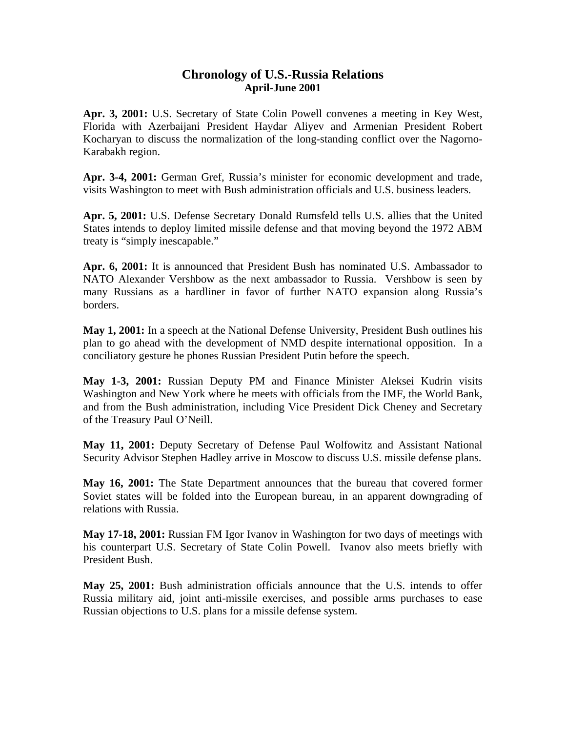# Chronology of U.S.-Russia Relations
## April-June 2001

**Apr. 3, 2001:** U.S. Secretary of State Colin Powell convenes a meeting in Key West, Florida with Azerbaijani President Haydar Aliyev and Armenian President Robert Kocharyan to discuss the normalization of the long-standing conflict over the Nagorno-Karabakh region.

**Apr. 3-4, 2001:** German Gref, Russia's minister for economic development and trade, visits Washington to meet with Bush administration officials and U.S. business leaders.

**Apr. 5, 2001:** U.S. Defense Secretary Donald Rumsfeld tells U.S. allies that the United States intends to deploy limited missile defense and that moving beyond the 1972 ABM treaty is "simply inescapable."

**Apr. 6, 2001:** It is announced that President Bush has nominated U.S. Ambassador to NATO Alexander Vershbow as the next ambassador to Russia. Vershbow is seen by many Russians as a hardliner in favor of further NATO expansion along Russia's borders.

**May 1, 2001:** In a speech at the National Defense University, President Bush outlines his plan to go ahead with the development of NMD despite international opposition. In a conciliatory gesture he phones Russian President Putin before the speech.

**May 1-3, 2001:** Russian Deputy PM and Finance Minister Aleksei Kudrin visits Washington and New York where he meets with officials from the IMF, the World Bank, and from the Bush administration, including Vice President Dick Cheney and Secretary of the Treasury Paul O'Neill.

**May 11, 2001:** Deputy Secretary of Defense Paul Wolfowitz and Assistant National Security Advisor Stephen Hadley arrive in Moscow to discuss U.S. missile defense plans.

**May 16, 2001:** The State Department announces that the bureau that covered former Soviet states will be folded into the European bureau, in an apparent downgrading of relations with Russia.

**May 17-18, 2001:** Russian FM Igor Ivanov in Washington for two days of meetings with his counterpart U.S. Secretary of State Colin Powell. Ivanov also meets briefly with President Bush.

**May 25, 2001:** Bush administration officials announce that the U.S. intends to offer Russia military aid, joint anti-missile exercises, and possible arms purchases to ease Russian objections to U.S. plans for a missile defense system.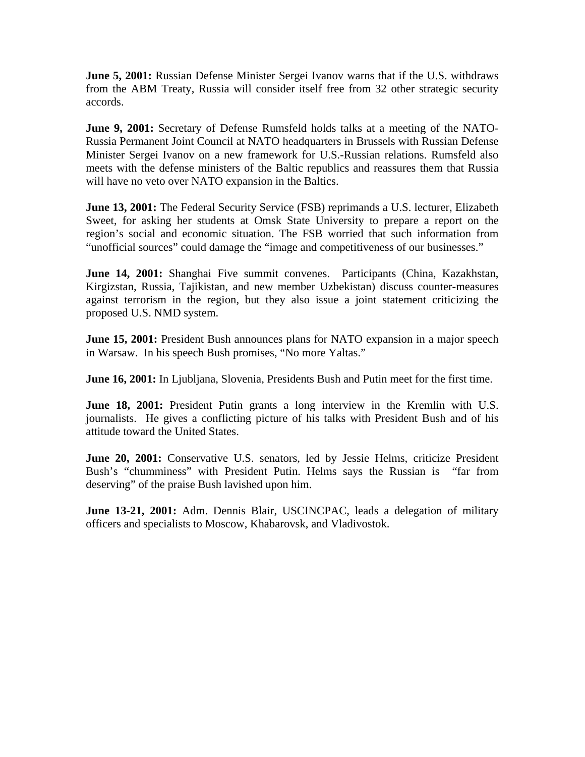**June 5, 2001:** Russian Defense Minister Sergei Ivanov warns that if the U.S. withdraws from the ABM Treaty, Russia will consider itself free from 32 other strategic security accords.

**June 9, 2001:** Secretary of Defense Rumsfeld holds talks at a meeting of the NATO-Russia Permanent Joint Council at NATO headquarters in Brussels with Russian Defense Minister Sergei Ivanov on a new framework for U.S.-Russian relations. Rumsfeld also meets with the defense ministers of the Baltic republics and reassures them that Russia will have no veto over NATO expansion in the Baltics.

**June 13, 2001:** The Federal Security Service (FSB) reprimands a U.S. lecturer, Elizabeth Sweet, for asking her students at Omsk State University to prepare a report on the region's social and economic situation. The FSB worried that such information from "unofficial sources" could damage the "image and competitiveness of our businesses."

**June 14, 2001:** Shanghai Five summit convenes. Participants (China, Kazakhstan, Kirgizstan, Russia, Tajikistan, and new member Uzbekistan) discuss counter-measures against terrorism in the region, but they also issue a joint statement criticizing the proposed U.S. NMD system.

**June 15, 2001:** President Bush announces plans for NATO expansion in a major speech in Warsaw. In his speech Bush promises, "No more Yaltas."

**June 16, 2001:** In Ljubljana, Slovenia, Presidents Bush and Putin meet for the first time.

**June 18, 2001:** President Putin grants a long interview in the Kremlin with U.S. journalists. He gives a conflicting picture of his talks with President Bush and of his attitude toward the United States.

**June 20, 2001:** Conservative U.S. senators, led by Jessie Helms, criticize President Bush's "chumminess" with President Putin. Helms says the Russian is "far from deserving" of the praise Bush lavished upon him.

**June 13-21, 2001:** Adm. Dennis Blair, USCINCPAC, leads a delegation of military officers and specialists to Moscow, Khabarovsk, and Vladivostok.